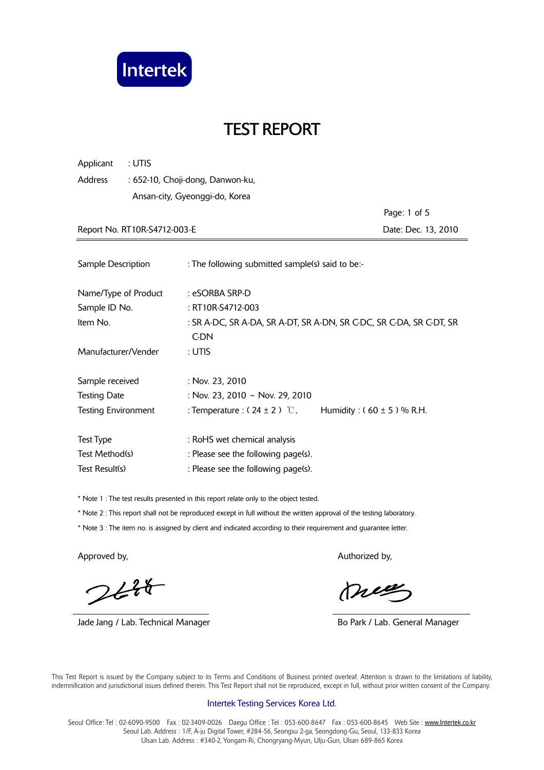Intertek

# TEST REPORT

Applicant : UTIS
Address : 652-10, Choji-dong, Danwon-ku,
Ansan-city, Gyeonggi-do, Korea

Report No. RT10R-S4712-003-E

Date: Dec. 13, 2010

| | |
|---|---|
| Sample Description | : The following submitted sample(s) said to be:- |
| Name/Type of Product | : eSORBA SRP-D |
| Sample ID No. | : RT10R-S4712-003 |
| Item No. | : SR A-DC, SR A-DA, SR A-DT, SR A-DN, SR C-DC, SR C-DA, SR C-DT, SR C-DN |
| Manufacturer/Vender | : UTIS |
| Sample received | : Nov. 23, 2010 |
| Testing Date | : Nov. 23, 2010 ~ Nov. 29, 2010 |
| Testing Environment | : Temperature : ( 24 ± 2 ) ℃, Humidity : ( 60 ± 5 ) % R.H. |
| Test Type | : RoHS wet chemical analysis |
| Test Method(s) | : Please see the following page(s). |
| Test Result(s) | : Please see the following page(s). |

* Note 1 : The test results presented in this report relate only to the object tested.
* Note 2 : This report shall not be reproduced except in full without the written approval of the testing laboratory.
* Note 3 : The item no. is assigned by client and indicated according to their requirement and guarantee letter.

Approved by,

Jade Jang / Lab. Technical Manager

Authorized by,

Bo Park / Lab. General Manager

This Test Report is issued by the Company subject to its Terms and Conditions of Business printed overleaf. Attention is drawn to the limitations of liability, indemnification and jurisdictional issues defined therein. This Test Report shall not be reproduced, except in full, without prior written consent of the Company.

Intertek Testing Services Korea Ltd.

Seoul Office: Tel : 02-6090-9500 Fax : 02-3409-0026 Daegu Office : Tel : 053-600-8647 Fax : 053-600-8645 Web Site : www.Intertek.co.kr
Seoul Lab. Address : 1/F, A-ju Digital Tower, #284-56, Seongsu 2-ga, Seongdong-Gu, Seoul, 133-833 Korea
Ulsan Lab. Address : #340-2, Yongam-Ri, Chongryang-Myun, Ulju-Gun, Ulsan 689-865 Korea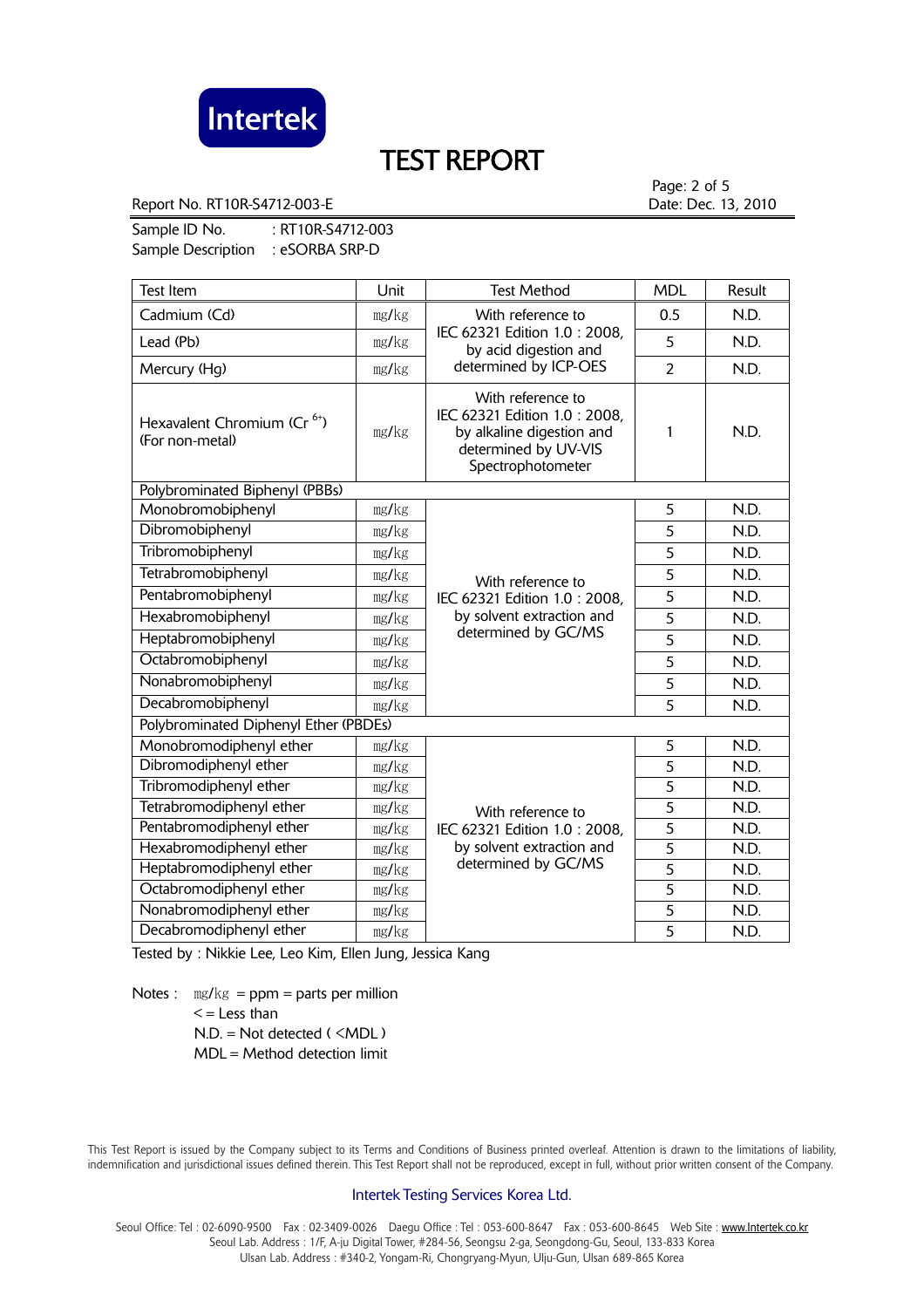# TEST REPORT

Report No. RT10R-S4712-003-E

Date: Dec. 13, 2010

Sample ID No. : RT10R-S4712-003
Sample Description : eSORBA SRP-D

| Test Item | Unit | Test Method | MDL | Result |
|---|---|---|---|---|
| Cadmium (Cd) | mg/kg | With reference to IEC 62321 Edition 1.0 : 2008, by acid digestion and determined by ICP-OES | 0.5 | N.D. |
| Lead (Pb) | mg/kg | | 5 | N.D. |
| Mercury (Hg) | mg/kg | | 2 | N.D. |
| Hexavalent Chromium ($Cr^{6+}$) (For non-metal) | mg/kg | With reference to IEC 62321 Edition 1.0 : 2008, by alkaline digestion and determined by UV-VIS Spectrophotometer | 1 | N.D. |
| Polybrominated Biphenyl (PBBs) | | | | |
| Monobromobiphenyl | mg/kg | With reference to IEC 62321 Edition 1.0 : 2008, by solvent extraction and determined by GC/MS | 5 | N.D. |
| Dibromobiphenyl | mg/kg | | 5 | N.D. |
| Tribromobiphenyl | mg/kg | | 5 | N.D. |
| Tetrabromobiphenyl | mg/kg | | 5 | N.D. |
| Pentabromobiphenyl | mg/kg | | 5 | N.D. |
| Hexabromobiphenyl | mg/kg | | 5 | N.D. |
| Heptabromobiphenyl | mg/kg | | 5 | N.D. |
| Octabromobiphenyl | mg/kg | | 5 | N.D. |
| Nonabromobiphenyl | mg/kg | | 5 | N.D. |
| Decabromobiphenyl | mg/kg | | 5 | N.D. |
| Polybrominated Diphenyl Ether (PBDEs) | | | | |
| Monobromodiphenyl ether | mg/kg | With reference to IEC 62321 Edition 1.0 : 2008, by solvent extraction and determined by GC/MS | 5 | N.D. |
| Dibromodiphenyl ether | mg/kg | | 5 | N.D. |
| Tribromodiphenyl ether | mg/kg | | 5 | N.D. |
| Tetrabromodiphenyl ether | mg/kg | | 5 | N.D. |
| Pentabromodiphenyl ether | mg/kg | | 5 | N.D. |
| Hexabromodiphenyl ether | mg/kg | | 5 | N.D. |
| Heptabromodiphenyl ether | mg/kg | | 5 | N.D. |
| Octabromodiphenyl ether | mg/kg | | 5 | N.D. |
| Nonabromodiphenyl ether | mg/kg | | 5 | N.D. |
| Decabromodiphenyl ether | mg/kg | | 5 | N.D. |

Tested by : Nikkie Lee, Leo Kim, Ellen Jung, Jessica Kang

Notes : mg/kg = ppm = parts per million
< = Less than
N.D. = Not detected ( <MDL )
MDL = Method detection limit

This Test Report is issued by the Company subject to its Terms and Conditions of Business printed overleaf. Attention is drawn to the limitations of liability, indemnification and jurisdictional issues defined therein. This Test Report shall not be reproduced, except in full, without prior written consent of the Company.

Intertek Testing Services Korea Ltd.

Seoul Office: Tel : 02-6090-9500 Fax : 02-3409-0026 Daegu Office : Tel : 053-600-8647 Fax : 053-600-8645 Web Site : www.Intertek.co.kr
Seoul Lab. Address : 1/F, A-ju Digital Tower, #284-56, Seongsu 2-ga, Seongdong-Gu, Seoul, 133-833 Korea
Ulsan Lab. Address : #340-2, Yongam-Ri, Chongryang-Myun, Ulju-Gun, Ulsan 689-865 Korea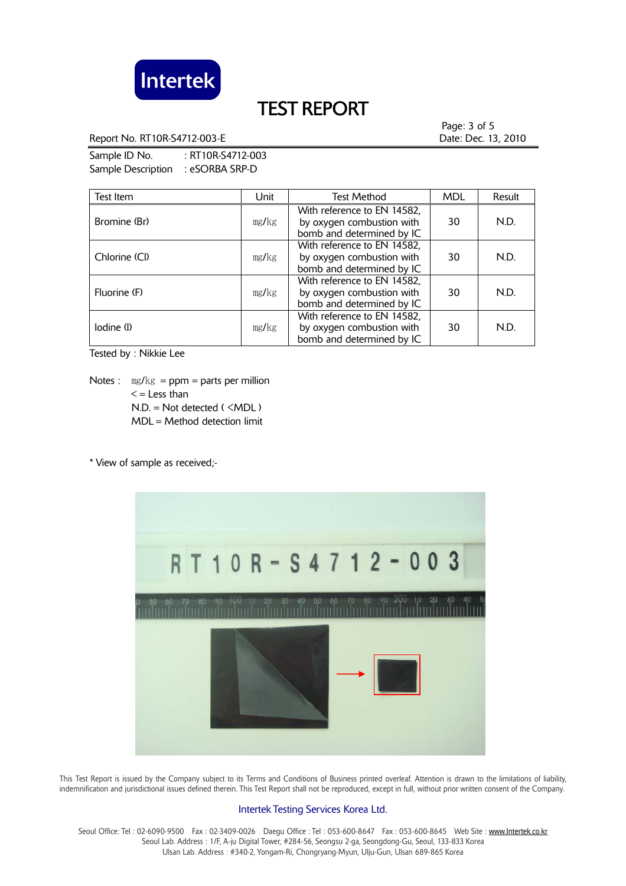# TEST REPORT

Report No. RT10R-S4712-003-E

Date: Dec. 13, 2010

Sample ID No. : RT10R-S4712-003
Sample Description : eSORBA SRP-D

| Test Item | Unit | Test Method | MDL | Result |
|---|---|---|---|---|
| Bromine (Br) | mg/kg | With reference to EN 14582, by oxygen combustion with bomb and determined by IC | 30 | N.D. |
| Chlorine (Cl) | mg/kg | With reference to EN 14582, by oxygen combustion with bomb and determined by IC | 30 | N.D. |
| Fluorine (F) | mg/kg | With reference to EN 14582, by oxygen combustion with bomb and determined by IC | 30 | N.D. |
| Iodine (I) | mg/kg | With reference to EN 14582, by oxygen combustion with bomb and determined by IC | 30 | N.D. |

Tested by : Nikkie Lee

Notes : mg/kg = ppm = parts per million
< = Less than
N.D. = Not detected ( <MDL )
MDL = Method detection limit

* View of sample as received;-

This Test Report is issued by the Company subject to its Terms and Conditions of Business printed overleaf. Attention is drawn to the limitations of liability, indemnification and jurisdictional issues defined therein. This Test Report shall not be reproduced, except in full, without prior written consent of the Company.

Intertek Testing Services Korea Ltd.

Seoul Office: Tel : 02-6090-9500 Fax : 02-3409-0026 Daegu Office : Tel : 053-600-8647 Fax : 053-600-8645 Web Site : www.Intertek.co.kr
Seoul Lab. Address : 1/F, A-ju Digital Tower, #284-56, Seongsu 2-ga, Seongdong-Gu, Seoul, 133-833 Korea
Ulsan Lab. Address : #340-2, Yongam-Ri, Chongryang-Myun, Ulju-Gun, Ulsan 689-865 Korea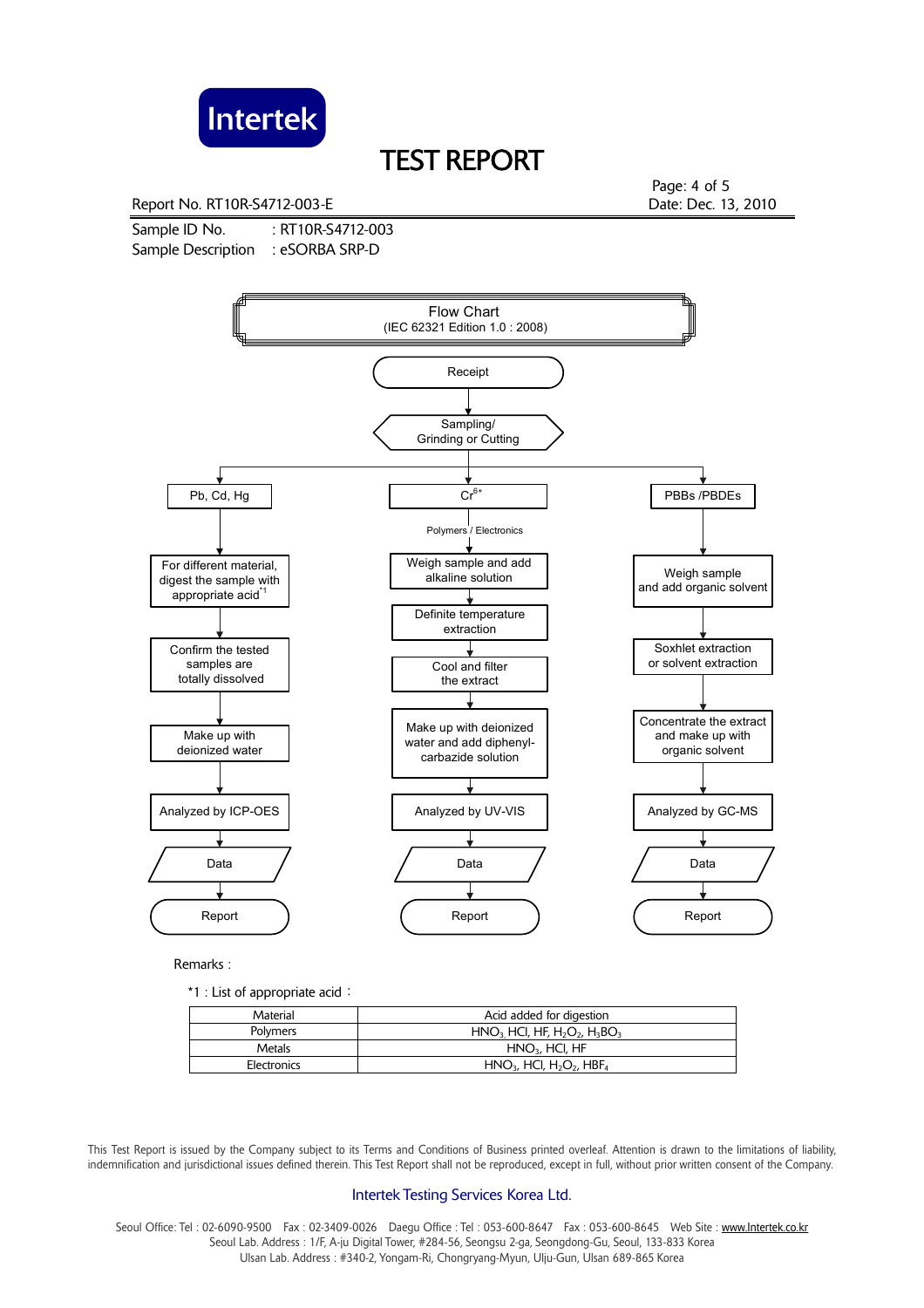# TEST REPORT

Report No. RT10R-S4712-003-E

Date: Dec. 13, 2010

Sample ID No. : RT10R-S4712-003
Sample Description : eSORBA SRP-D

## Flow Chart
(IEC 62321 Edition 1.0 : 2008)

Receipt → Sampling/ Grinding or Cutting

**Pb, Cd, Hg**
1. For different material, digest the sample with appropriate acid*1
2. Confirm the tested samples are totally dissolved
3. Make up with deionized water
4. Analyzed by ICP-OES
5. Data
6. Report

**$Cr^{6+}$** (Polymers / Electronics)
1. Weigh sample and add alkaline solution
2. Definite temperature extraction
3. Cool and filter the extract
4. Make up with deionized water and add diphenyl-carbazide solution
5. Analyzed by UV-VIS
6. Data
7. Report

**PBBs /PBDEs**
1. Weigh sample and add organic solvent
2. Soxhlet extraction or solvent extraction
3. Concentrate the extract and make up with organic solvent
4. Analyzed by GC-MS
5. Data
6. Report

Remarks :

*1 : List of appropriate acid :

| Material | Acid added for digestion |
|---|---|
| Polymers | $HNO_3$, HCl, HF, $H_2O_2$, $H_3BO_3$ |
| Metals | $HNO_3$, HCl, HF |
| Electronics | $HNO_3$, HCl, $H_2O_2$, $HBF_4$ |

This Test Report is issued by the Company subject to its Terms and Conditions of Business printed overleaf. Attention is drawn to the limitations of liability, indemnification and jurisdictional issues defined therein. This Test Report shall not be reproduced, except in full, without prior written consent of the Company.

Intertek Testing Services Korea Ltd.

Seoul Office: Tel : 02-6090-9500 Fax : 02-3409-0026 Daegu Office : Tel : 053-600-8647 Fax : 053-600-8645 Web Site : www.Intertek.co.kr
Seoul Lab. Address : 1/F, A-ju Digital Tower, #284-56, Seongsu 2-ga, Seongdong-Gu, Seoul, 133-833 Korea
Ulsan Lab. Address : #340-2, Yongam-Ri, Chongryang-Myun, Ulju-Gun, Ulsan 689-865 Korea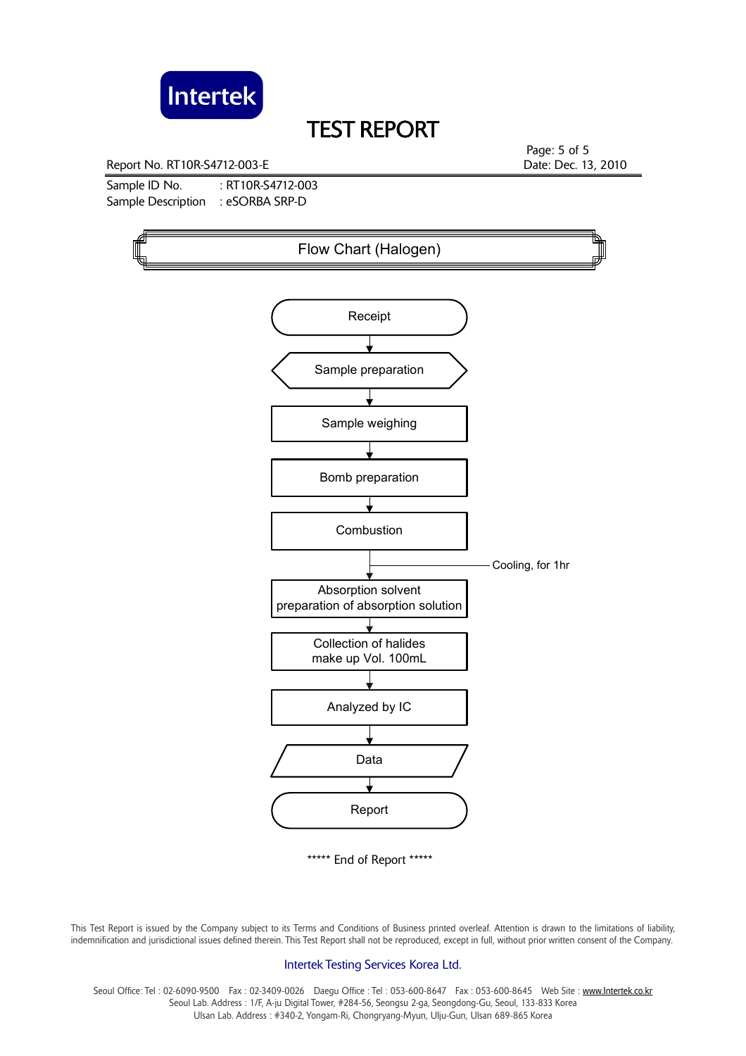# TEST REPORT

Report No. RT10R-S4712-003-E

Date: Dec. 13, 2010

Sample ID No. : RT10R-S4712-003
Sample Description : eSORBA SRP-D

## Flow Chart (Halogen)

Receipt

Sample preparation

Sample weighing

Bomb preparation

Combustion

Cooling, for 1hr

Absorption solvent
preparation of absorption solution

Collection of halides
make up Vol. 100mL

Analyzed by IC

Data

Report

***** End of Report *****

This Test Report is issued by the Company subject to its Terms and Conditions of Business printed overleaf. Attention is drawn to the limitations of liability, indemnification and jurisdictional issues defined therein. This Test Report shall not be reproduced, except in full, without prior written consent of the Company.

Intertek Testing Services Korea Ltd.

Seoul Office: Tel : 02-6090-9500 Fax : 02-3409-0026 Daegu Office : Tel : 053-600-8647 Fax : 053-600-8645 Web Site : www.Intertek.co.kr
Seoul Lab. Address : 1/F, A-ju Digital Tower, #284-56, Seongsu 2-ga, Seongdong-Gu, Seoul, 133-833 Korea
Ulsan Lab. Address : #340-2, Yongam-Ri, Chongryang-Myun, Ulju-Gun, Ulsan 689-865 Korea